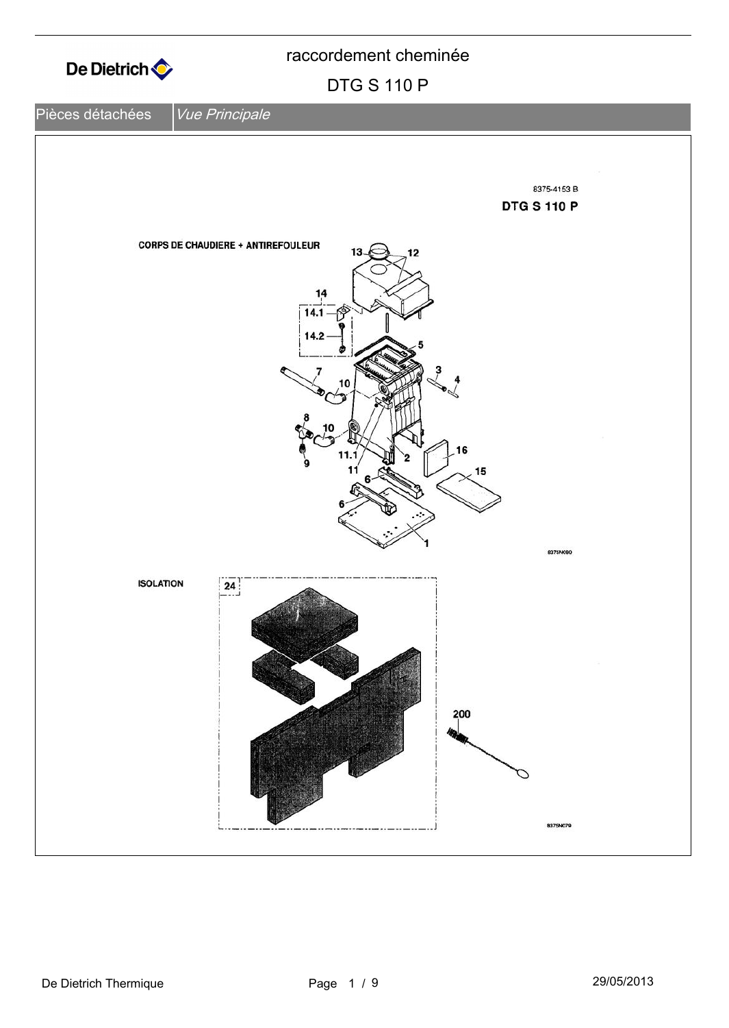# raccordement cheminée

## DTG S 110 P

Pièces détachées | *Vue Principale*

8375-4153 B

**DTG S 110 P**

**CORPS DE CHAUDIERE + ANTIREFOULEUR**

13 12 14 14.1 14.2 5 7 10 3 4 8 10 9 11.1 2 11 16 6 15 6 1

8375N080

**ISOLATION**

24 200

8375N079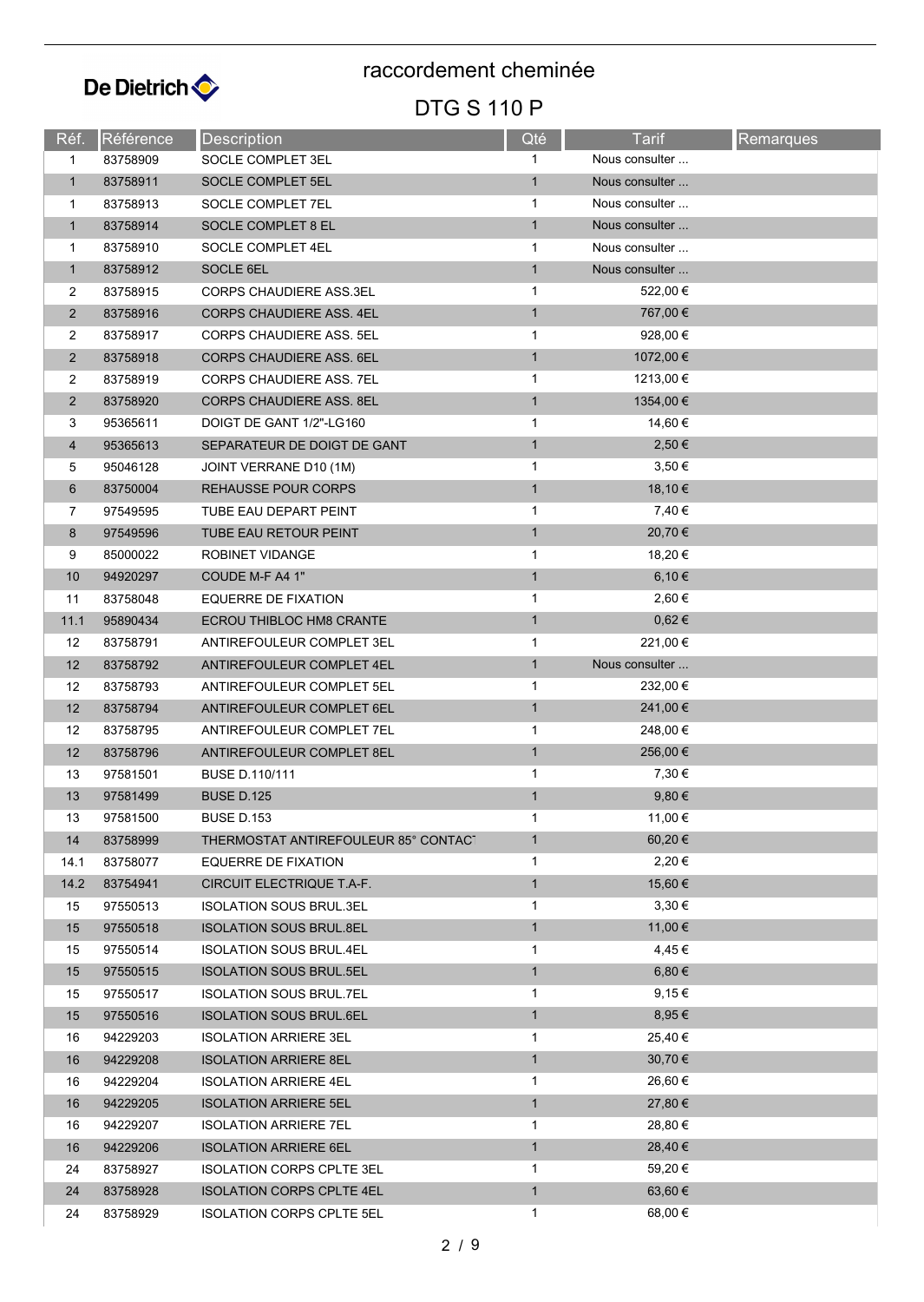De Dietrich

# raccordement cheminée

## DTG S 110 P

| Réf. | Référence | Description | Qté | Tarif | Remarques |
|---|---|---|---|---|---|
| 1 | 83758909 | SOCLE COMPLET 3EL | 1 | Nous consulter ... | |
| 1 | 83758911 | SOCLE COMPLET 5EL | 1 | Nous consulter ... | |
| 1 | 83758913 | SOCLE COMPLET 7EL | 1 | Nous consulter ... | |
| 1 | 83758914 | SOCLE COMPLET 8 EL | 1 | Nous consulter ... | |
| 1 | 83758910 | SOCLE COMPLET 4EL | 1 | Nous consulter ... | |
| 1 | 83758912 | SOCLE 6EL | 1 | Nous consulter ... | |
| 2 | 83758915 | CORPS CHAUDIERE ASS.3EL | 1 | 522,00 € | |
| 2 | 83758916 | CORPS CHAUDIERE ASS. 4EL | 1 | 767,00 € | |
| 2 | 83758917 | CORPS CHAUDIERE ASS. 5EL | 1 | 928,00 € | |
| 2 | 83758918 | CORPS CHAUDIERE ASS. 6EL | 1 | 1072,00 € | |
| 2 | 83758919 | CORPS CHAUDIERE ASS. 7EL | 1 | 1213,00 € | |
| 2 | 83758920 | CORPS CHAUDIERE ASS. 8EL | 1 | 1354,00 € | |
| 3 | 95365611 | DOIGT DE GANT 1/2"-LG160 | 1 | 14,60 € | |
| 4 | 95365613 | SEPARATEUR DE DOIGT DE GANT | 1 | 2,50 € | |
| 5 | 95046128 | JOINT VERRANE D10 (1M) | 1 | 3,50 € | |
| 6 | 83750004 | REHAUSSE POUR CORPS | 1 | 18,10 € | |
| 7 | 97549595 | TUBE EAU DEPART PEINT | 1 | 7,40 € | |
| 8 | 97549596 | TUBE EAU RETOUR PEINT | 1 | 20,70 € | |
| 9 | 85000022 | ROBINET VIDANGE | 1 | 18,20 € | |
| 10 | 94920297 | COUDE M-F A4 1" | 1 | 6,10 € | |
| 11 | 83758048 | EQUERRE DE FIXATION | 1 | 2,60 € | |
| 11.1 | 95890434 | ECROU THIBLOC HM8 CRANTE | 1 | 0,62 € | |
| 12 | 83758791 | ANTIREFOULEUR COMPLET 3EL | 1 | 221,00 € | |
| 12 | 83758792 | ANTIREFOULEUR COMPLET 4EL | 1 | Nous consulter ... | |
| 12 | 83758793 | ANTIREFOULEUR COMPLET 5EL | 1 | 232,00 € | |
| 12 | 83758794 | ANTIREFOULEUR COMPLET 6EL | 1 | 241,00 € | |
| 12 | 83758795 | ANTIREFOULEUR COMPLET 7EL | 1 | 248,00 € | |
| 12 | 83758796 | ANTIREFOULEUR COMPLET 8EL | 1 | 256,00 € | |
| 13 | 97581501 | BUSE D.110/111 | 1 | 7,30 € | |
| 13 | 97581499 | BUSE D.125 | 1 | 9,80 € | |
| 13 | 97581500 | BUSE D.153 | 1 | 11,00 € | |
| 14 | 83758999 | THERMOSTAT ANTIREFOULEUR 85° CONTACT | 1 | 60,20 € | |
| 14.1 | 83758077 | EQUERRE DE FIXATION | 1 | 2,20 € | |
| 14.2 | 83754941 | CIRCUIT ELECTRIQUE T.A-F. | 1 | 15,60 € | |
| 15 | 97550513 | ISOLATION SOUS BRUL.3EL | 1 | 3,30 € | |
| 15 | 97550518 | ISOLATION SOUS BRUL.8EL | 1 | 11,00 € | |
| 15 | 97550514 | ISOLATION SOUS BRUL.4EL | 1 | 4,45 € | |
| 15 | 97550515 | ISOLATION SOUS BRUL.5EL | 1 | 6,80 € | |
| 15 | 97550517 | ISOLATION SOUS BRUL.7EL | 1 | 9,15 € | |
| 15 | 97550516 | ISOLATION SOUS BRUL.6EL | 1 | 8,95 € | |
| 16 | 94229203 | ISOLATION ARRIERE 3EL | 1 | 25,40 € | |
| 16 | 94229208 | ISOLATION ARRIERE 8EL | 1 | 30,70 € | |
| 16 | 94229204 | ISOLATION ARRIERE 4EL | 1 | 26,60 € | |
| 16 | 94229205 | ISOLATION ARRIERE 5EL | 1 | 27,80 € | |
| 16 | 94229207 | ISOLATION ARRIERE 7EL | 1 | 28,80 € | |
| 16 | 94229206 | ISOLATION ARRIERE 6EL | 1 | 28,40 € | |
| 24 | 83758927 | ISOLATION CORPS CPLTE 3EL | 1 | 59,20 € | |
| 24 | 83758928 | ISOLATION CORPS CPLTE 4EL | 1 | 63,60 € | |
| 24 | 83758929 | ISOLATION CORPS CPLTE 5EL | 1 | 68,00 € | |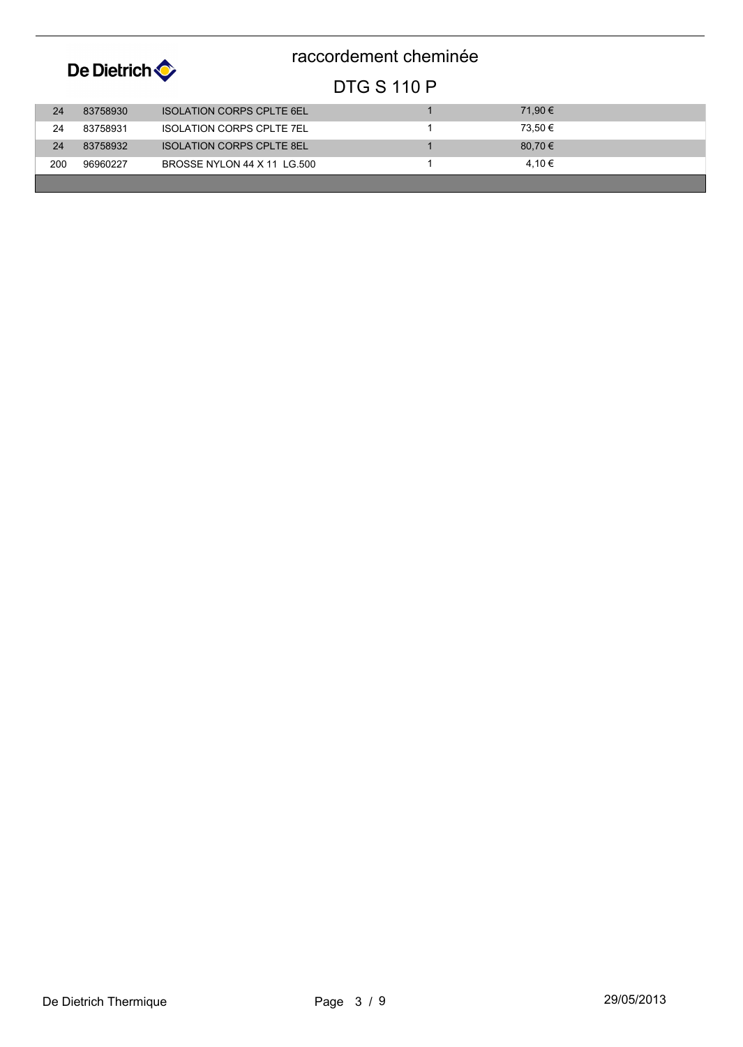# raccordement cheminée

## DTG S 110 P

| | | | | |
|---|---|---|---|---|
| 24 | 83758930 | ISOLATION CORPS CPLTE 6EL | 1 | 71,90 € |
| 24 | 83758931 | ISOLATION CORPS CPLTE 7EL | 1 | 73,50 € |
| 24 | 83758932 | ISOLATION CORPS CPLTE 8EL | 1 | 80,70 € |
| 200 | 96960227 | BROSSE NYLON 44 X 11 LG.500 | 1 | 4,10 € |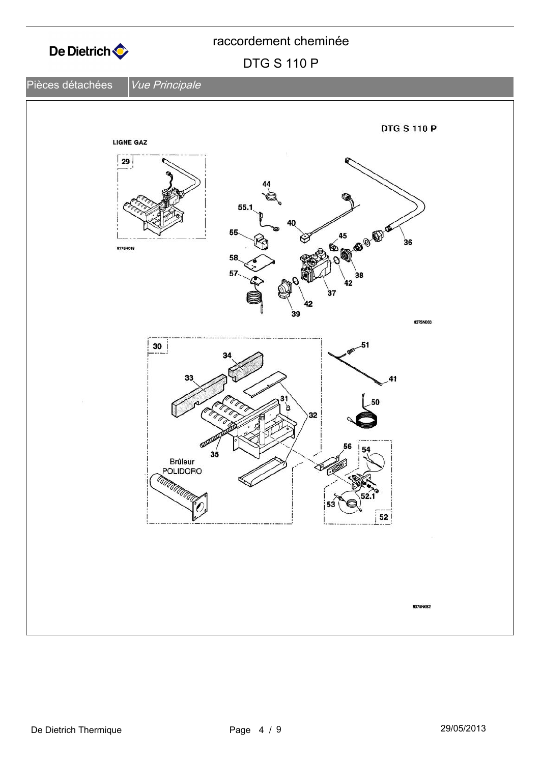# raccordement cheminée

## DTG S 110 P

Pièces détachées | *Vue Principale*

DTG S 110 P

LIGNE GAZ

29

8375N088

44

55.1

40

55

45

36

58

38

57

42

37

42

39

8375N083

30

51

34

33

41

31

50

32

56

54

35

Brûleur
POLIDORO

52.1

53

52

8375N082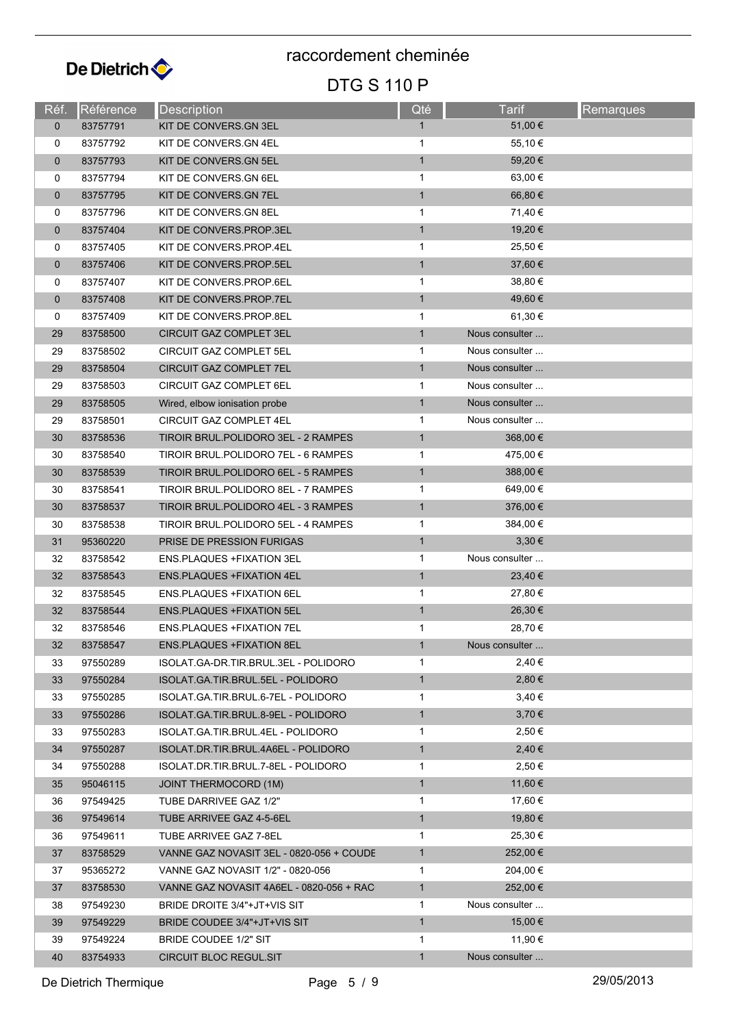De Dietrich

# raccordement cheminée

## DTG S 110 P

| Réf. | Référence | Description | Qté | Tarif | Remarques |
|---|---|---|---|---|---|
| 0 | 83757791 | KIT DE CONVERS.GN 3EL | 1 | 51,00 € | |
| 0 | 83757792 | KIT DE CONVERS.GN 4EL | 1 | 55,10 € | |
| 0 | 83757793 | KIT DE CONVERS.GN 5EL | 1 | 59,20 € | |
| 0 | 83757794 | KIT DE CONVERS.GN 6EL | 1 | 63,00 € | |
| 0 | 83757795 | KIT DE CONVERS.GN 7EL | 1 | 66,80 € | |
| 0 | 83757796 | KIT DE CONVERS.GN 8EL | 1 | 71,40 € | |
| 0 | 83757404 | KIT DE CONVERS.PROP.3EL | 1 | 19,20 € | |
| 0 | 83757405 | KIT DE CONVERS.PROP.4EL | 1 | 25,50 € | |
| 0 | 83757406 | KIT DE CONVERS.PROP.5EL | 1 | 37,60 € | |
| 0 | 83757407 | KIT DE CONVERS.PROP.6EL | 1 | 38,80 € | |
| 0 | 83757408 | KIT DE CONVERS.PROP.7EL | 1 | 49,60 € | |
| 0 | 83757409 | KIT DE CONVERS.PROP.8EL | 1 | 61,30 € | |
| 29 | 83758500 | CIRCUIT GAZ COMPLET 3EL | 1 | Nous consulter ... | |
| 29 | 83758502 | CIRCUIT GAZ COMPLET 5EL | 1 | Nous consulter ... | |
| 29 | 83758504 | CIRCUIT GAZ COMPLET 7EL | 1 | Nous consulter ... | |
| 29 | 83758503 | CIRCUIT GAZ COMPLET 6EL | 1 | Nous consulter ... | |
| 29 | 83758505 | Wired, elbow ionisation probe | 1 | Nous consulter ... | |
| 29 | 83758501 | CIRCUIT GAZ COMPLET 4EL | 1 | Nous consulter ... | |
| 30 | 83758536 | TIROIR BRUL.POLIDORO 3EL - 2 RAMPES | 1 | 368,00 € | |
| 30 | 83758540 | TIROIR BRUL.POLIDORO 7EL - 6 RAMPES | 1 | 475,00 € | |
| 30 | 83758539 | TIROIR BRUL.POLIDORO 6EL - 5 RAMPES | 1 | 388,00 € | |
| 30 | 83758541 | TIROIR BRUL.POLIDORO 8EL - 7 RAMPES | 1 | 649,00 € | |
| 30 | 83758537 | TIROIR BRUL.POLIDORO 4EL - 3 RAMPES | 1 | 376,00 € | |
| 30 | 83758538 | TIROIR BRUL.POLIDORO 5EL - 4 RAMPES | 1 | 384,00 € | |
| 31 | 95360220 | PRISE DE PRESSION FURIGAS | 1 | 3,30 € | |
| 32 | 83758542 | ENS.PLAQUES +FIXATION 3EL | 1 | Nous consulter ... | |
| 32 | 83758543 | ENS.PLAQUES +FIXATION 4EL | 1 | 23,40 € | |
| 32 | 83758545 | ENS.PLAQUES +FIXATION 6EL | 1 | 27,80 € | |
| 32 | 83758544 | ENS.PLAQUES +FIXATION 5EL | 1 | 26,30 € | |
| 32 | 83758546 | ENS.PLAQUES +FIXATION 7EL | 1 | 28,70 € | |
| 32 | 83758547 | ENS.PLAQUES +FIXATION 8EL | 1 | Nous consulter ... | |
| 33 | 97550289 | ISOLAT.GA-DR.TIR.BRUL.3EL - POLIDORO | 1 | 2,40 € | |
| 33 | 97550284 | ISOLAT.GA.TIR.BRUL.5EL - POLIDORO | 1 | 2,80 € | |
| 33 | 97550285 | ISOLAT.GA.TIR.BRUL.6-7EL - POLIDORO | 1 | 3,40 € | |
| 33 | 97550286 | ISOLAT.GA.TIR.BRUL.8-9EL - POLIDORO | 1 | 3,70 € | |
| 33 | 97550283 | ISOLAT.GA.TIR.BRUL.4EL - POLIDORO | 1 | 2,50 € | |
| 34 | 97550287 | ISOLAT.DR.TIR.BRUL.4A6EL - POLIDORO | 1 | 2,40 € | |
| 34 | 97550288 | ISOLAT.DR.TIR.BRUL.7-8EL - POLIDORO | 1 | 2,50 € | |
| 35 | 95046115 | JOINT THERMOCORD (1M) | 1 | 11,60 € | |
| 36 | 97549425 | TUBE DARRIVEE GAZ 1/2" | 1 | 17,60 € | |
| 36 | 97549614 | TUBE ARRIVEE GAZ 4-5-6EL | 1 | 19,80 € | |
| 36 | 97549611 | TUBE ARRIVEE GAZ 7-8EL | 1 | 25,30 € | |
| 37 | 83758529 | VANNE GAZ NOVASIT 3EL - 0820-056 + COUDE | 1 | 252,00 € | |
| 37 | 95365272 | VANNE GAZ NOVASIT 1/2" - 0820-056 | 1 | 204,00 € | |
| 37 | 83758530 | VANNE GAZ NOVASIT 4A6EL - 0820-056 + RAC | 1 | 252,00 € | |
| 38 | 97549230 | BRIDE DROITE 3/4"+JT+VIS SIT | 1 | Nous consulter ... | |
| 39 | 97549229 | BRIDE COUDEE 3/4"+JT+VIS SIT | 1 | 15,00 € | |
| 39 | 97549224 | BRIDE COUDEE 1/2" SIT | 1 | 11,90 € | |
| 40 | 83754933 | CIRCUIT BLOC REGUL.SIT | 1 | Nous consulter ... | |

De Dietrich Thermique 29/05/2013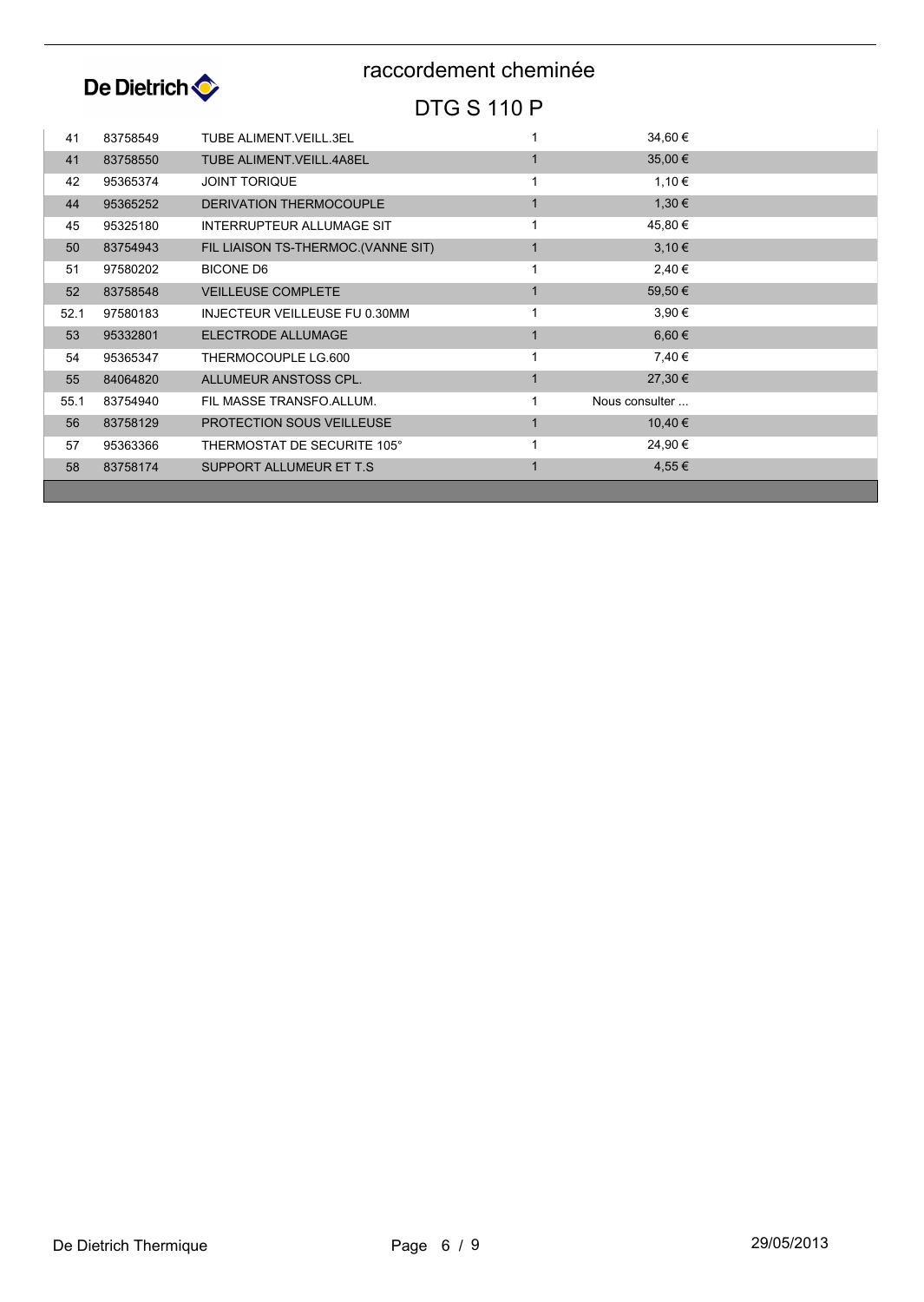# raccordement cheminée

## DTG S 110 P

| | | | | |
|---|---|---|---|---|
| 41 | 83758549 | TUBE ALIMENT.VEILL.3EL | 1 | 34,60 € |
| 41 | 83758550 | TUBE ALIMENT.VEILL.4A8EL | 1 | 35,00 € |
| 42 | 95365374 | JOINT TORIQUE | 1 | 1,10 € |
| 44 | 95365252 | DERIVATION THERMOCOUPLE | 1 | 1,30 € |
| 45 | 95325180 | INTERRUPTEUR ALLUMAGE SIT | 1 | 45,80 € |
| 50 | 83754943 | FIL LIAISON TS-THERMOC.(VANNE SIT) | 1 | 3,10 € |
| 51 | 97580202 | BICONE D6 | 1 | 2,40 € |
| 52 | 83758548 | VEILLEUSE COMPLETE | 1 | 59,50 € |
| 52.1 | 97580183 | INJECTEUR VEILLEUSE FU 0.30MM | 1 | 3,90 € |
| 53 | 95332801 | ELECTRODE ALLUMAGE | 1 | 6,60 € |
| 54 | 95365347 | THERMOCOUPLE LG.600 | 1 | 7,40 € |
| 55 | 84064820 | ALLUMEUR ANSTOSS CPL. | 1 | 27,30 € |
| 55.1 | 83754940 | FIL MASSE TRANSFO.ALLUM. | 1 | Nous consulter ... |
| 56 | 83758129 | PROTECTION SOUS VEILLEUSE | 1 | 10,40 € |
| 57 | 95363366 | THERMOSTAT DE SECURITE 105° | 1 | 24,90 € |
| 58 | 83758174 | SUPPORT ALLUMEUR ET T.S | 1 | 4,55 € |

De Dietrich Thermique

29/05/2013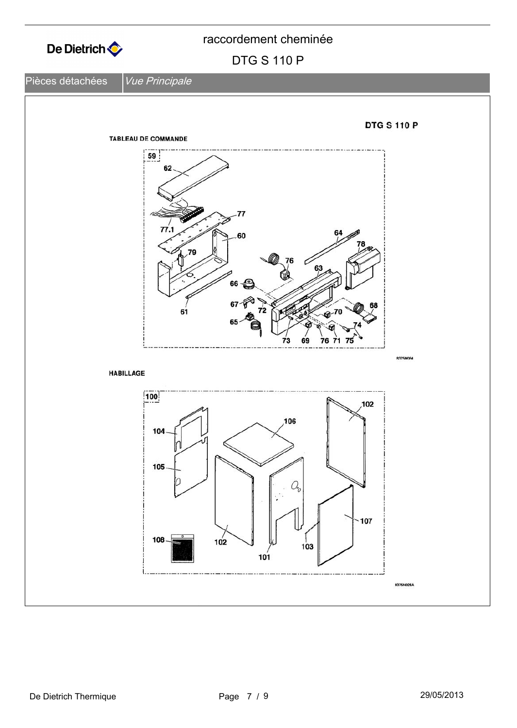raccordement cheminée

DTG S 110 P

Pièces détachées | *Vue Principale*

**DTG S 110 P**

**TABLEAU DE COMMANDE**

59 62 77 77.1 60 79 64 78 76 63 66 67 72 61 65 70 68 74 73 69 76 71 75

8375N064

**HABILLAGE**

100 102 104 106 105 107 108 102 103 101

8375N026A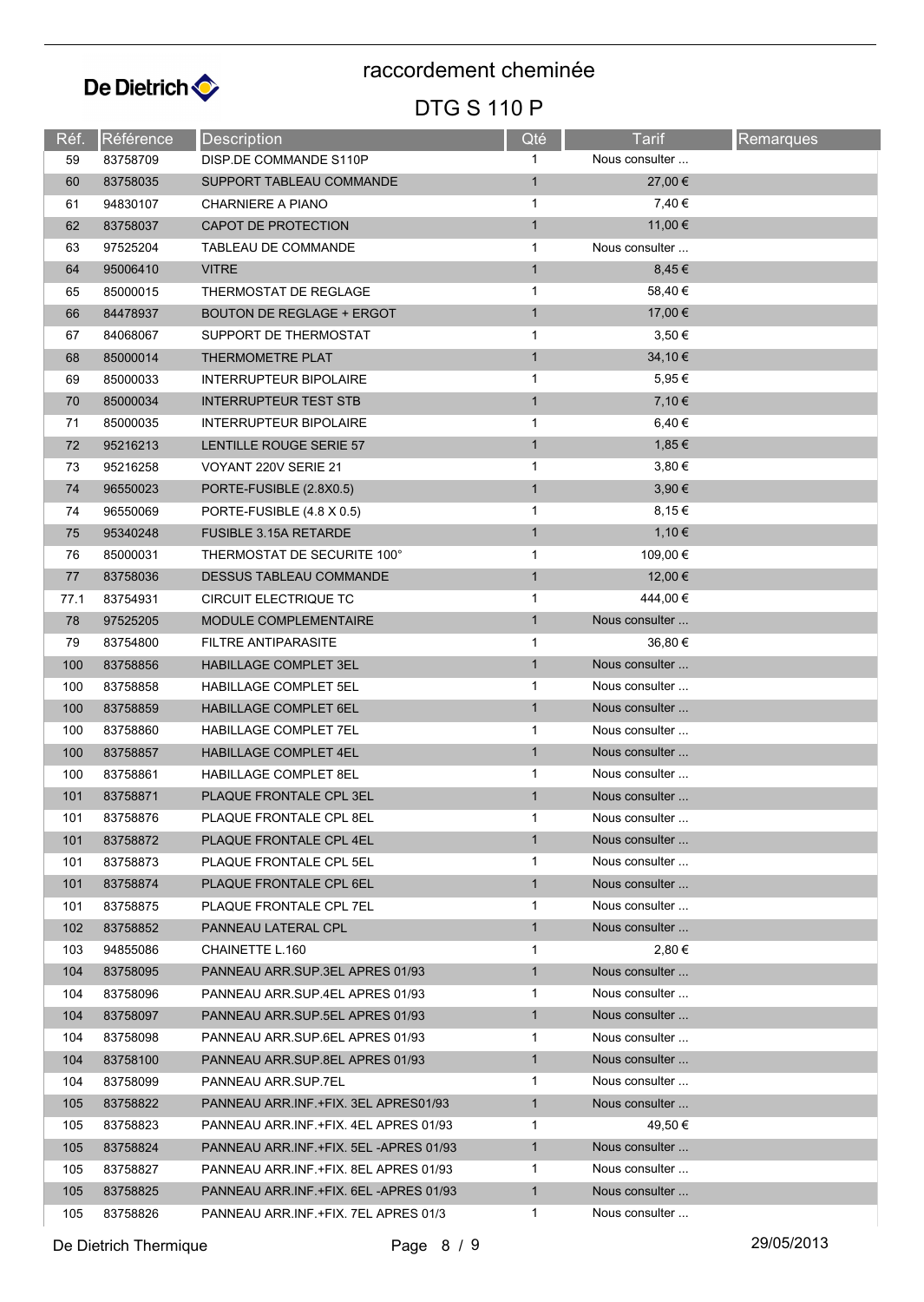De Dietrich

# raccordement cheminée

## DTG S 110 P

| Réf. | Référence | Description | Qté | Tarif | Remarques |
|---|---|---|---|---|---|
| 59 | 83758709 | DISP.DE COMMANDE S110P | 1 | Nous consulter ... | |
| 60 | 83758035 | SUPPORT TABLEAU COMMANDE | 1 | 27,00 € | |
| 61 | 94830107 | CHARNIERE A PIANO | 1 | 7,40 € | |
| 62 | 83758037 | CAPOT DE PROTECTION | 1 | 11,00 € | |
| 63 | 97525204 | TABLEAU DE COMMANDE | 1 | Nous consulter ... | |
| 64 | 95006410 | VITRE | 1 | 8,45 € | |
| 65 | 85000015 | THERMOSTAT DE REGLAGE | 1 | 58,40 € | |
| 66 | 84478937 | BOUTON DE REGLAGE + ERGOT | 1 | 17,00 € | |
| 67 | 84068067 | SUPPORT DE THERMOSTAT | 1 | 3,50 € | |
| 68 | 85000014 | THERMOMETRE PLAT | 1 | 34,10 € | |
| 69 | 85000033 | INTERRUPTEUR BIPOLAIRE | 1 | 5,95 € | |
| 70 | 85000034 | INTERRUPTEUR TEST STB | 1 | 7,10 € | |
| 71 | 85000035 | INTERRUPTEUR BIPOLAIRE | 1 | 6,40 € | |
| 72 | 95216213 | LENTILLE ROUGE SERIE 57 | 1 | 1,85 € | |
| 73 | 95216258 | VOYANT 220V SERIE 21 | 1 | 3,80 € | |
| 74 | 96550023 | PORTE-FUSIBLE (2.8X0.5) | 1 | 3,90 € | |
| 74 | 96550069 | PORTE-FUSIBLE (4.8 X 0.5) | 1 | 8,15 € | |
| 75 | 95340248 | FUSIBLE 3.15A RETARDE | 1 | 1,10 € | |
| 76 | 85000031 | THERMOSTAT DE SECURITE 100° | 1 | 109,00 € | |
| 77 | 83758036 | DESSUS TABLEAU COMMANDE | 1 | 12,00 € | |
| 77.1 | 83754931 | CIRCUIT ELECTRIQUE TC | 1 | 444,00 € | |
| 78 | 97525205 | MODULE COMPLEMENTAIRE | 1 | Nous consulter ... | |
| 79 | 83754800 | FILTRE ANTIPARASITE | 1 | 36,80 € | |
| 100 | 83758856 | HABILLAGE COMPLET 3EL | 1 | Nous consulter ... | |
| 100 | 83758858 | HABILLAGE COMPLET 5EL | 1 | Nous consulter ... | |
| 100 | 83758859 | HABILLAGE COMPLET 6EL | 1 | Nous consulter ... | |
| 100 | 83758860 | HABILLAGE COMPLET 7EL | 1 | Nous consulter ... | |
| 100 | 83758857 | HABILLAGE COMPLET 4EL | 1 | Nous consulter ... | |
| 100 | 83758861 | HABILLAGE COMPLET 8EL | 1 | Nous consulter ... | |
| 101 | 83758871 | PLAQUE FRONTALE CPL 3EL | 1 | Nous consulter ... | |
| 101 | 83758876 | PLAQUE FRONTALE CPL 8EL | 1 | Nous consulter ... | |
| 101 | 83758872 | PLAQUE FRONTALE CPL 4EL | 1 | Nous consulter ... | |
| 101 | 83758873 | PLAQUE FRONTALE CPL 5EL | 1 | Nous consulter ... | |
| 101 | 83758874 | PLAQUE FRONTALE CPL 6EL | 1 | Nous consulter ... | |
| 101 | 83758875 | PLAQUE FRONTALE CPL 7EL | 1 | Nous consulter ... | |
| 102 | 83758852 | PANNEAU LATERAL CPL | 1 | Nous consulter ... | |
| 103 | 94855086 | CHAINETTE L.160 | 1 | 2,80 € | |
| 104 | 83758095 | PANNEAU ARR.SUP.3EL APRES 01/93 | 1 | Nous consulter ... | |
| 104 | 83758096 | PANNEAU ARR.SUP.4EL APRES 01/93 | 1 | Nous consulter ... | |
| 104 | 83758097 | PANNEAU ARR.SUP.5EL APRES 01/93 | 1 | Nous consulter ... | |
| 104 | 83758098 | PANNEAU ARR.SUP.6EL APRES 01/93 | 1 | Nous consulter ... | |
| 104 | 83758100 | PANNEAU ARR.SUP.8EL APRES 01/93 | 1 | Nous consulter ... | |
| 104 | 83758099 | PANNEAU ARR.SUP.7EL | 1 | Nous consulter ... | |
| 105 | 83758822 | PANNEAU ARR.INF.+FIX. 3EL APRES01/93 | 1 | Nous consulter ... | |
| 105 | 83758823 | PANNEAU ARR.INF.+FIX. 4EL APRES 01/93 | 1 | 49,50 € | |
| 105 | 83758824 | PANNEAU ARR.INF.+FIX. 5EL -APRES 01/93 | 1 | Nous consulter ... | |
| 105 | 83758827 | PANNEAU ARR.INF.+FIX. 8EL APRES 01/93 | 1 | Nous consulter ... | |
| 105 | 83758825 | PANNEAU ARR.INF.+FIX. 6EL -APRES 01/93 | 1 | Nous consulter ... | |
| 105 | 83758826 | PANNEAU ARR.INF.+FIX. 7EL APRES 01/3 | 1 | Nous consulter ... | |

De Dietrich Thermique — 29/05/2013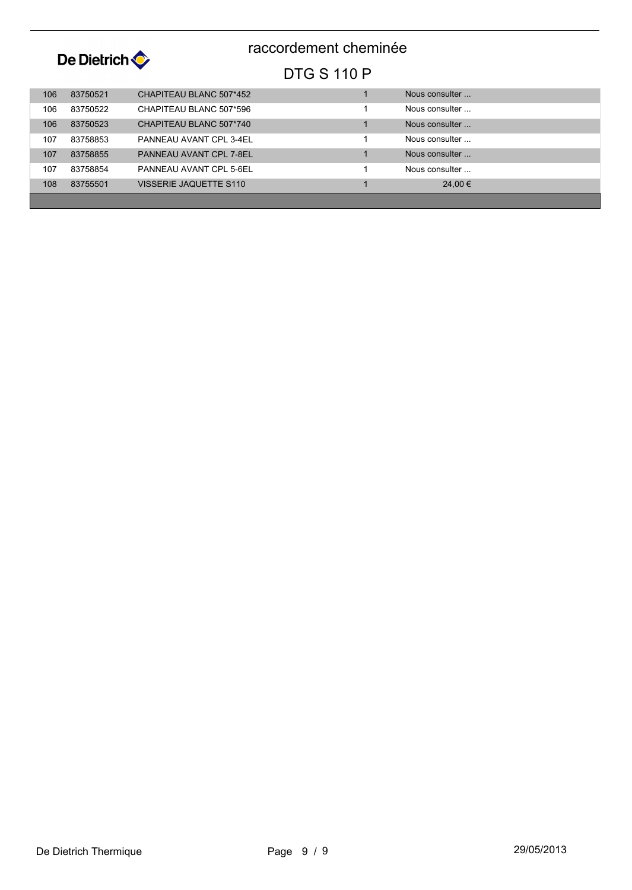| | | | | |
|---|---|---|---|---|
| 106 | 83750521 | CHAPITEAU BLANC 507*452 | 1 | Nous consulter ... |
| 106 | 83750522 | CHAPITEAU BLANC 507*596 | 1 | Nous consulter ... |
| 106 | 83750523 | CHAPITEAU BLANC 507*740 | 1 | Nous consulter ... |
| 107 | 83758853 | PANNEAU AVANT CPL 3-4EL | 1 | Nous consulter ... |
| 107 | 83758855 | PANNEAU AVANT CPL 7-8EL | 1 | Nous consulter ... |
| 107 | 83758854 | PANNEAU AVANT CPL 5-6EL | 1 | Nous consulter ... |
| 108 | 83755501 | VISSERIE JAQUETTE S110 | 1 | 24,00 € |